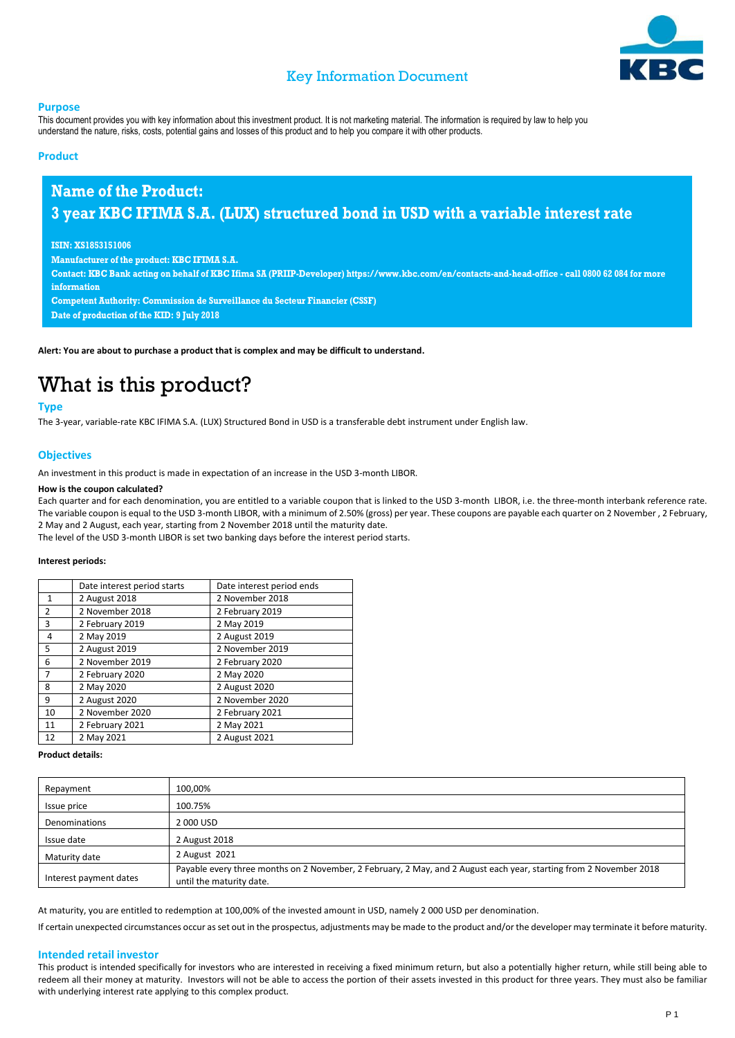# Key Information Document

## Purpose

This document provides you with key information about this investment product. It is not marketing material. The information is required by law to help you understand the nature, risks, costs, potential gains and losses of this product and to help you compare it with other products.

## Product

**Name of the Product:**
**3 year KBC IFIMA S.A. (LUX) structured bond in USD with a variable interest rate**

**ISIN: XS1853151006**
**Manufacturer of the product: KBC IFIMA S.A.**
**Contact: KBC Bank acting on behalf of KBC Ifima SA (PRIIP-Developer) https://www.kbc.com/en/contacts-and-head-office - call 0800 62 084 for more information**
**Competent Authority: Commission de Surveillance du Secteur Financier (CSSF)**
**Date of production of the KID: 9 July 2018**

**Alert: You are about to purchase a product that is complex and may be difficult to understand.**

# What is this product?

## Type

The 3-year, variable-rate KBC IFIMA S.A. (LUX) Structured Bond in USD is a transferable debt instrument under English law.

## Objectives

An investment in this product is made in expectation of an increase in the USD 3-month LIBOR.

**How is the coupon calculated?**

Each quarter and for each denomination, you are entitled to a variable coupon that is linked to the USD 3-month LIBOR, i.e. the three-month interbank reference rate. The variable coupon is equal to the USD 3-month LIBOR, with a minimum of 2.50% (gross) per year. These coupons are payable each quarter on 2 November , 2 February, 2 May and 2 August, each year, starting from 2 November 2018 until the maturity date.
The level of the USD 3-month LIBOR is set two banking days before the interest period starts.

**Interest periods:**

| | Date interest period starts | Date interest period ends |
|---|---|---|
| 1 | 2 August 2018 | 2 November 2018 |
| 2 | 2 November 2018 | 2 February 2019 |
| 3 | 2 February 2019 | 2 May 2019 |
| 4 | 2 May 2019 | 2 August 2019 |
| 5 | 2 August 2019 | 2 November 2019 |
| 6 | 2 November 2019 | 2 February 2020 |
| 7 | 2 February 2020 | 2 May 2020 |
| 8 | 2 May 2020 | 2 August 2020 |
| 9 | 2 August 2020 | 2 November 2020 |
| 10 | 2 November 2020 | 2 February 2021 |
| 11 | 2 February 2021 | 2 May 2021 |
| 12 | 2 May 2021 | 2 August 2021 |

**Product details:**

| | |
|---|---|
| Repayment | 100,00% |
| Issue price | 100.75% |
| Denominations | 2 000 USD |
| Issue date | 2 August 2018 |
| Maturity date | 2 August 2021 |
| Interest payment dates | Payable every three months on 2 November, 2 February, 2 May, and 2 August each year, starting from 2 November 2018 until the maturity date. |

At maturity, you are entitled to redemption at 100,00% of the invested amount in USD, namely 2 000 USD per denomination.

If certain unexpected circumstances occur as set out in the prospectus, adjustments may be made to the product and/or the developer may terminate it before maturity.

## Intended retail investor

This product is intended specifically for investors who are interested in receiving a fixed minimum return, but also a potentially higher return, while still being able to redeem all their money at maturity. Investors will not be able to access the portion of their assets invested in this product for three years. They must also be familiar with underlying interest rate applying to this complex product.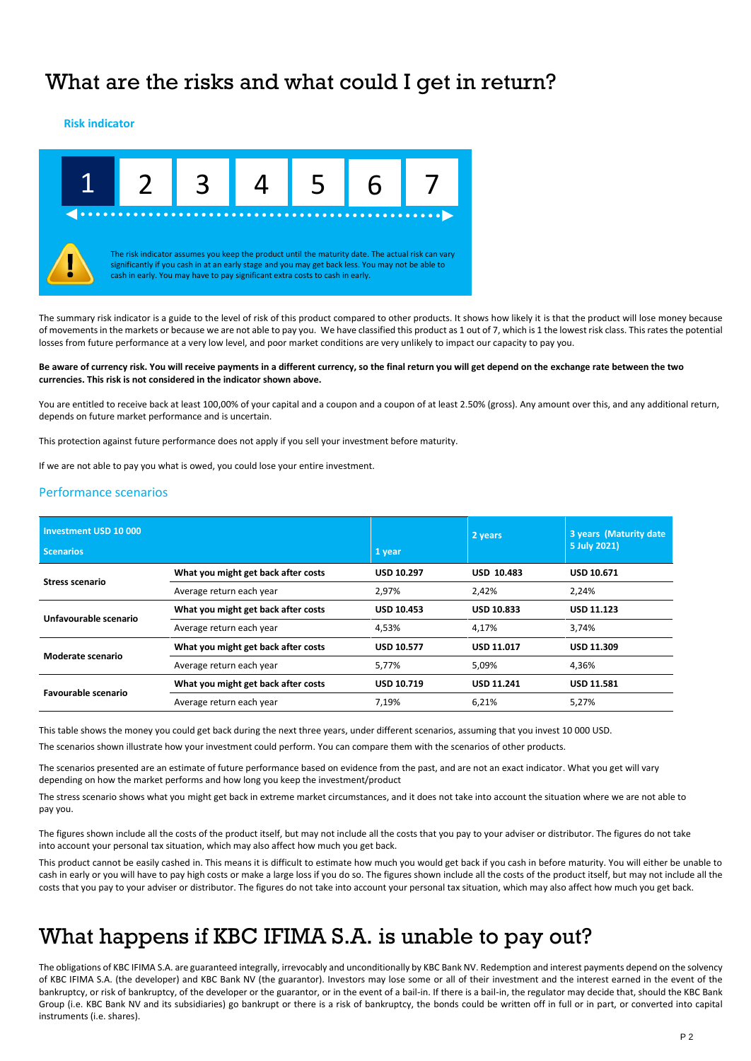# What are the risks and what could I get in return?

### Risk indicator

| 1 | 2 | 3 | 4 | 5 | 6 | 7 |
|---|---|---|---|---|---|---|

The risk indicator assumes you keep the product until the maturity date. The actual risk can vary significantly if you cash in at an early stage and you may get back less. You may not be able to cash in early. You may have to pay significant extra costs to cash in early.

The summary risk indicator is a guide to the level of risk of this product compared to other products. It shows how likely it is that the product will lose money because of movements in the markets or because we are not able to pay you. We have classified this product as 1 out of 7, which is 1 the lowest risk class. This rates the potential losses from future performance at a very low level, and poor market conditions are very unlikely to impact our capacity to pay you.

**Be aware of currency risk. You will receive payments in a different currency, so the final return you will get depend on the exchange rate between the two currencies. This risk is not considered in the indicator shown above.**

You are entitled to receive back at least 100,00% of your capital and a coupon and a coupon of at least 2.50% (gross). Any amount over this, and any additional return, depends on future market performance and is uncertain.

This protection against future performance does not apply if you sell your investment before maturity.

If we are not able to pay you what is owed, you could lose your entire investment.

### Performance scenarios

| Investment USD 10 000<br>Scenarios | | 1 year | 2 years | 3 years (Maturity date 5 July 2021) |
|---|---|---|---|---|
| **Stress scenario** | **What you might get back after costs** | **USD 10.297** | **USD 10.483** | **USD 10.671** |
| | Average return each year | 2,97% | 2,42% | 2,24% |
| **Unfavourable scenario** | **What you might get back after costs** | **USD 10.453** | **USD 10.833** | **USD 11.123** |
| | Average return each year | 4,53% | 4,17% | 3,74% |
| **Moderate scenario** | **What you might get back after costs** | **USD 10.577** | **USD 11.017** | **USD 11.309** |
| | Average return each year | 5,77% | 5,09% | 4,36% |
| **Favourable scenario** | **What you might get back after costs** | **USD 10.719** | **USD 11.241** | **USD 11.581** |
| | Average return each year | 7,19% | 6,21% | 5,27% |

This table shows the money you could get back during the next three years, under different scenarios, assuming that you invest 10 000 USD.

The scenarios shown illustrate how your investment could perform. You can compare them with the scenarios of other products.

The scenarios presented are an estimate of future performance based on evidence from the past, and are not an exact indicator. What you get will vary depending on how the market performs and how long you keep the investment/product

The stress scenario shows what you might get back in extreme market circumstances, and it does not take into account the situation where we are not able to pay you.

The figures shown include all the costs of the product itself, but may not include all the costs that you pay to your adviser or distributor. The figures do not take into account your personal tax situation, which may also affect how much you get back.

This product cannot be easily cashed in. This means it is difficult to estimate how much you would get back if you cash in before maturity. You will either be unable to cash in early or you will have to pay high costs or make a large loss if you do so. The figures shown include all the costs of the product itself, but may not include all the costs that you pay to your adviser or distributor. The figures do not take into account your personal tax situation, which may also affect how much you get back.

# What happens if KBC IFIMA S.A. is unable to pay out?

The obligations of KBC IFIMA S.A. are guaranteed integrally, irrevocably and unconditionally by KBC Bank NV. Redemption and interest payments depend on the solvency of KBC IFIMA S.A. (the developer) and KBC Bank NV (the guarantor). Investors may lose some or all of their investment and the interest earned in the event of the bankruptcy, or risk of bankruptcy, of the developer or the guarantor, or in the event of a bail-in. If there is a bail-in, the regulator may decide that, should the KBC Bank Group (i.e. KBC Bank NV and its subsidiaries) go bankrupt or there is a risk of bankruptcy, the bonds could be written off in full or in part, or converted into capital instruments (i.e. shares).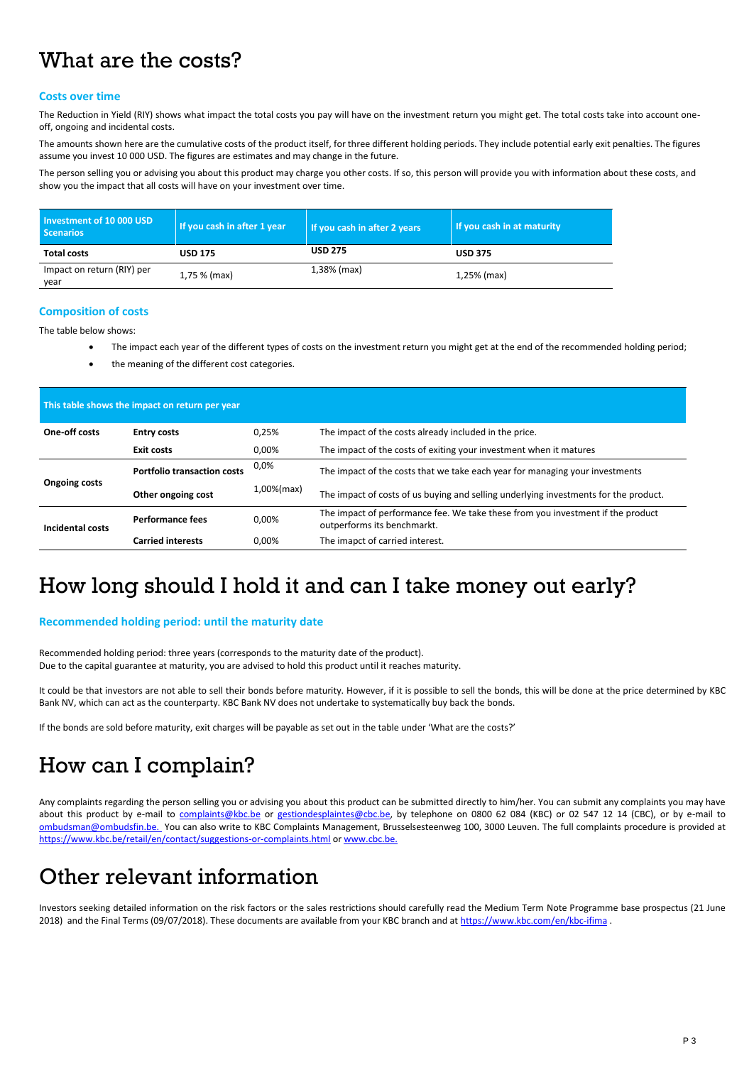# What are the costs?

### Costs over time

The Reduction in Yield (RIY) shows what impact the total costs you pay will have on the investment return you might get. The total costs take into account one-off, ongoing and incidental costs.

The amounts shown here are the cumulative costs of the product itself, for three different holding periods. They include potential early exit penalties. The figures assume you invest 10 000 USD. The figures are estimates and may change in the future.

The person selling you or advising you about this product may charge you other costs. If so, this person will provide you with information about these costs, and show you the impact that all costs will have on your investment over time.

| Investment of 10 000 USD Scenarios | If you cash in after 1 year | If you cash in after 2 years | If you cash in at maturity |
|---|---|---|---|
| **Total costs** | **USD 175** | **USD 275** | **USD 375** |
| Impact on return (RIY) per year | 1,75 % (max) | 1,38% (max) | 1,25% (max) |

### Composition of costs

The table below shows:

- The impact each year of the different types of costs on the investment return you might get at the end of the recommended holding period;
- the meaning of the different cost categories.

| This table shows the impact on return per year | | | |
|---|---|---|---|
| **One-off costs** | **Entry costs** | 0,25% | The impact of the costs already included in the price. |
| | **Exit costs** | 0,00% | The impact of the costs of exiting your investment when it matures |
| **Ongoing costs** | **Portfolio transaction costs** | 0,0% | The impact of the costs that we take each year for managing your investments |
| | **Other ongoing cost** | 1,00%(max) | The impact of costs of us buying and selling underlying investments for the product. |
| **Incidental costs** | **Performance fees** | 0,00% | The impact of performance fee. We take these from you investment if the product outperforms its benchmarkt. |
| | **Carried interests** | 0,00% | The imapct of carried interest. |

# How long should I hold it and can I take money out early?

### Recommended holding period: until the maturity date

Recommended holding period: three years (corresponds to the maturity date of the product).
Due to the capital guarantee at maturity, you are advised to hold this product until it reaches maturity.

It could be that investors are not able to sell their bonds before maturity. However, if it is possible to sell the bonds, this will be done at the price determined by KBC Bank NV, which can act as the counterparty. KBC Bank NV does not undertake to systematically buy back the bonds.

If the bonds are sold before maturity, exit charges will be payable as set out in the table under 'What are the costs?'

# How can I complain?

Any complaints regarding the person selling you or advising you about this product can be submitted directly to him/her. You can submit any complaints you may have about this product by e-mail to complaints@kbc.be or gestiondesplaintes@cbc.be, by telephone on 0800 62 084 (KBC) or 02 547 12 14 (CBC), or by e-mail to ombudsman@ombudsfin.be. You can also write to KBC Complaints Management, Brusselsesteenweg 100, 3000 Leuven. The full complaints procedure is provided at https://www.kbc.be/retail/en/contact/suggestions-or-complaints.html or www.cbc.be.

# Other relevant information

Investors seeking detailed information on the risk factors or the sales restrictions should carefully read the Medium Term Note Programme base prospectus (21 June 2018) and the Final Terms (09/07/2018). These documents are available from your KBC branch and at https://www.kbc.com/en/kbc-ifima .